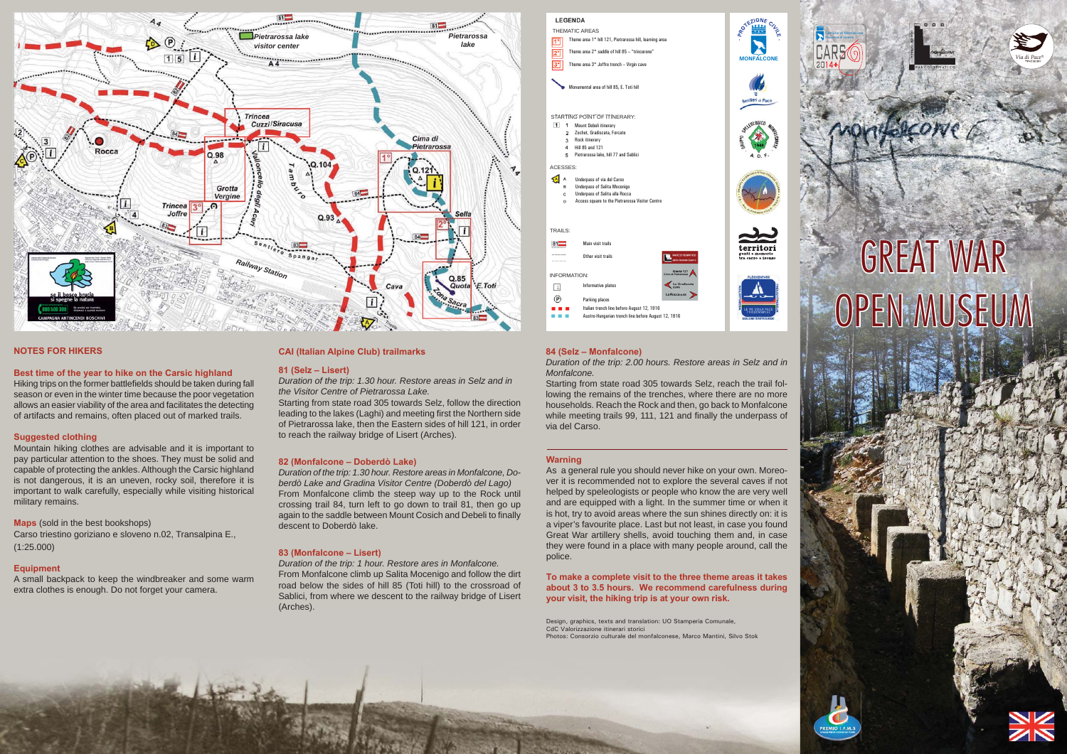# GREAT WAR OPEN MUSEUM

## LEGENDA

THEMATIC AREAS

- 1° Theme area 1° hill 121, Pietrarossa hill, learning area
- 2° Theme area 2° saddle of hill 85 – "trincerone"
- 3° Theme area 3° Joffre trench – Virgin cave

Monumental area of hill 85, E. Toti hill

STARTING POINT OF ITINERARY:

1. Mount Debeli itinerary
2. Zochet, Gradiscata, Forcate
3. Rock itinerary
4. Hill 85 and 121
5. Pietrarossa lake, hill 77 and Sablici

ACCESSES:

- A Underpass of via del Carso
- B Underpass of Salita Mocenigo
- C Underpass of Salita alla Rocca
- D Access square to the Pietrarossa Visitor Centre

TRAILS:

- 81 Main visit trails
- Other visit trails

INFORMATION:

- Informative plates
- Parking places
- Italian trench line before August 12, 1916
- Austro-Hungarian trench line before August 12, 1916

## NOTES FOR HIKERS

### Best time of the year to hike on the Carsic highland

Hiking trips on the former battlefields should be taken during fall season or even in the winter time because the poor vegetation allows an easier viability of the area and facilitates the detecting of artifacts and remains, often placed out of marked trails.

### Suggested clothing

Mountain hiking clothes are advisable and it is important to pay particular attention to the shoes. They must be solid and capable of protecting the ankles. Although the Carsic highland is not dangerous, it is an uneven, rocky soil, therefore it is important to walk carefully, especially while visiting historical military remains.

**Maps** (sold in the best bookshops)
Carso triestino goriziano e sloveno n.02, Transalpina E., (1:25.000)

### Equipment

A small backpack to keep the windbreaker and some warm extra clothes is enough. Do not forget your camera.

## CAI (Italian Alpine Club) trailmarks

### 81 (Selz – Lisert)

*Duration of the trip: 1.30 hour. Restore areas in Selz and in the Visitor Centre of Pietrarossa Lake.*

Starting from state road 305 towards Selz, follow the direction leading to the lakes (Laghi) and meeting first the Northern side of Pietrarossa lake, then the Eastern sides of hill 121, in order to reach the railway bridge of Lisert (Arches).

### 82 (Monfalcone – Doberdò Lake)

*Duration of the trip: 1.30 hour. Restore areas in Monfalcone, Doberdò Lake and Gradina Visitor Centre (Doberdò del Lago)*

From Monfalcone climb the steep way up to the Rock until crossing trail 84, turn left to go down to trail 81, then go up again to the saddle between Mount Cosich and Debeli to finally descent to Doberdò lake.

### 83 (Monfalcone – Lisert)

*Duration of the trip: 1 hour. Restore ares in Monfalcone.*

From Monfalcone climb up Salita Mocenigo and follow the dirt road below the sides of hill 85 (Toti hill) to the crossroad of Sablici, from where we descent to the railway bridge of Lisert (Arches).

### 84 (Selz – Monfalcone)

*Duration of the trip: 2.00 hours. Restore areas in Selz and in Monfalcone.*

Starting from state road 305 towards Selz, reach the trail following the remains of the trenches, where there are no more households. Reach the Rock and then, go back to Monfalcone while meeting trails 99, 111, 121 and finally the underpass of via del Carso.

## Warning

As a general rule you should never hike on your own. Moreover it is recommended not to explore the several caves if not helped by speleologists or people who know the are very well and are equipped with a light. In the summer time or when it is hot, try to avoid areas where the sun shines directly on: it is a viper's favourite place. Last but not least, in case you found Great War artillery shells, avoid touching them and, in case they were found in a place with many people around, call the police.

**To make a complete visit to the three theme areas it takes about 3 to 3.5 hours. We recommend carefulness during your visit, the hiking trip is at your own risk.**

Design, graphics, texts and translation: UO Stamperia Comunale, CdC Valorizzazione itinerari storici
Photos: Consorzio culturale del monfalconese, Marco Mantini, Silvo Stok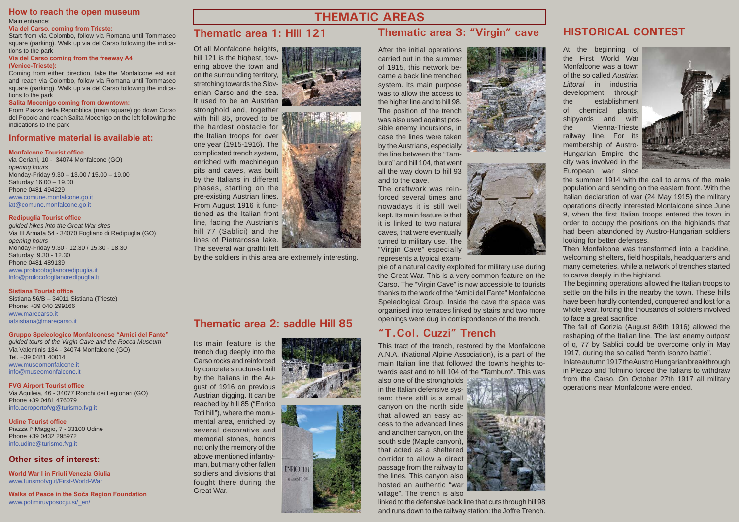## How to reach the open museum

Main entrance:

**Via del Carso, coming from Trieste:**

Start from via Colombo, follow via Romana until Tommaseo square (parking). Walk up via del Carso following the indications to the park

**Via del Carso coming from the freeway A4 (Venice-Trieste):**

Coming from either direction, take the Monfalcone est exit and reach via Colombo, follow via Romana until Tommaseo square (parking). Walk up via del Carso following the indications to the park

**Salita Mocenigo coming from downtown:**

From Piazza della Repubblica (main square) go down Corso del Popolo and reach Salita Mocenigo on the left following the indications to the park

## Informative material is available at:

**Monfalcone Tourist office**
via Ceriani, 10 - 34074 Monfalcone (GO)
*opening hours*
Monday-Friday 9.30 – 13.00 / 15.00 – 19.00
Saturday 16.00 – 19.00
Phone 0481 494229
www.comune.monfalcone.go.it
iat@comune.monfalcone.go.it

**Redipuglia Tourist office**
*guided hikes into the Great War sites*
Via III Armata 54 - 34070 Fogliano di Redipuglia (GO)
*opening hours*
Monday-Friday 9.30 - 12.30 / 15.30 - 18.30
Saturday 9.30 - 12.30
Phone 0481 489139
www.prolocofoglianoredipuglia.it
info@prolocofoglianoredipuglia.it

**Sistiana Tourist office**
Sistiana 56/B – 34011 Sistiana (Trieste)
Phone: +39 040 299166
www.marecarso.it
iatsistiana@marecarso.it

**Gruppo Speleologico Monfalconese "Amici del Fante"**
*guided tours of the Virgin Cave and the Rocca Museum*
Via Valentinis 134 - 34074 Monfalcone (GO)
Tel. +39 0481 40014
www.museomonfalcone.it
info@museomonfalcone.it

**FVG Airport Tourist office**
Via Aquileia, 46 - 34077 Ronchi dei Legionari (GO)
Phone +39 0481 476079
info.aeroportofvg@turismo.fvg.it

**Udine Tourist office**
Piazza I° Maggio, 7 - 33100 Udine
Phone +39 0432 295972
info.udine@turismo.fvg.it

## Other sites of interest:

**World War I in Friuli Venezia Giulia**
www.turismofvg.it/First-World-War

**Walks of Peace in the Soča Region Foundation**
www.potimiruvposocju.si/_en/

# THEMATIC AREAS

## Thematic area 1: Hill 121

Of all Monfalcone heights, hill 121 is the highest, towering above the town and on the surrounding territory, stretching towards the Slovenian Carso and the sea. It used to be an Austrian stronghold and, together with hill 85, proved to be the hardest obstacle for the Italian troops for over one year (1915-1916). The complicated trench system, enriched with machinegun pits and caves, was built by the Italians in different phases, starting on the pre-existing Austrian lines. From August 1916 it functioned as the Italian front line, facing the Austrian's hill 77 (Sablici) and the lines of Pietrarossa lake. The several war graffiti left by the soldiers in this area are extremely interesting.

## Thematic area 2: saddle Hill 85

Its main feature is the trench dug deeply into the Carso rocks and reinforced by concrete structures built by the Italians in the August of 1916 on previous Austrian digging. It can be reached by hill 85 ("Enrico Toti hill"), where the monumental area, enriched by several decorative and memorial stones, honors not only the memory of the above mentioned infantryman, but many other fallen soldiers and divisions that fought there during the Great War.

## Thematic area 3: "Virgin" cave

After the initial operations carried out in the summer of 1915, this network became a back line trenched system. Its main purpose was to allow the access to the higher line and to hill 98. The position of the trench was also used against possible enemy incursions, in case the lines were taken by the Austrians, especially the line between the "Tamburo" and hill 104, that went all the way down to hill 93 and to the cave.

The craftwork was reinforced several times and nowadays it is still well kept. Its main feature is that it is linked to two natural caves, that were eventually turned to military use. The "Virgin Cave" especially represents a typical example of a natural cavity exploited for military use during the Great War. This is a very common feature on the Carso. The "Virgin Cave" is now accessible to tourists thanks to the work of the "Amici del Fante" Monfalcone Speleological Group. Inside the cave the space was organised into terraces linked by stairs and two more openings were dug in corrispondence of the trench.

## "T.Col. Cuzzi" Trench

This tract of the trench, restored by the Monfalcone A.N.A. (National Alpine Association), is a part of the main Italian line that followed the town's heights towards east and to hill 104 of the "Tamburo". This was also one of the strongholds in the Italian defensive system: there still is a small canyon on the north side that allowed an easy access to the advanced lines and another canyon, on the south side (Maple canyon), that acted as a sheltered corridor to allow a direct passage from the railway to the lines. This canyon also hosted an authentic "war village". The trench is also linked to the defensive back line that cuts through hill 98 and runs down to the railway station: the Joffre Trench.

## HISTORICAL CONTEST

At the beginning of the First World War Monfalcone was a town of the so called *Austrian Littoral* in industrial development through the establishment of chemical plants, shipyards and with the Vienna-Trieste railway line. For its membership of Austro-Hungarian Empire the city was involved in the European war since the summer 1914 with the call to arms of the male population and sending on the eastern front. With the Italian declaration of war (24 May 1915) the military operations directly interested Monfalcone since June 9, when the first Italian troops entered the town in order to occupy the positions on the highlands that had been abandoned by Austro-Hungarian soldiers looking for better defenses.

Then Monfalcone was transformed into a backline, welcoming shelters, field hospitals, headquarters and many cemeteries, while a network of trenches started to carve deeply in the highland.

The beginning operations allowed the Italian troops to settle on the hills in the nearby the town. These hills have been hardly contended, conquered and lost for a whole year, forcing the thousands of soldiers involved to face a great sacrifice.

The fall of Gorizia (August 8/9th 1916) allowed the reshaping of the Italian line. The last enemy outpost of q, 77 by Sablici could be overcome only in May 1917, during the so called "tenth Isonzo battle".

In late autumn 1917 the Austro Hungarian breakthrough in Plezzo and Tolmino forced the Italians to withdraw from the Carso. On October 27th 1917 all military operations near Monfalcone were ended.